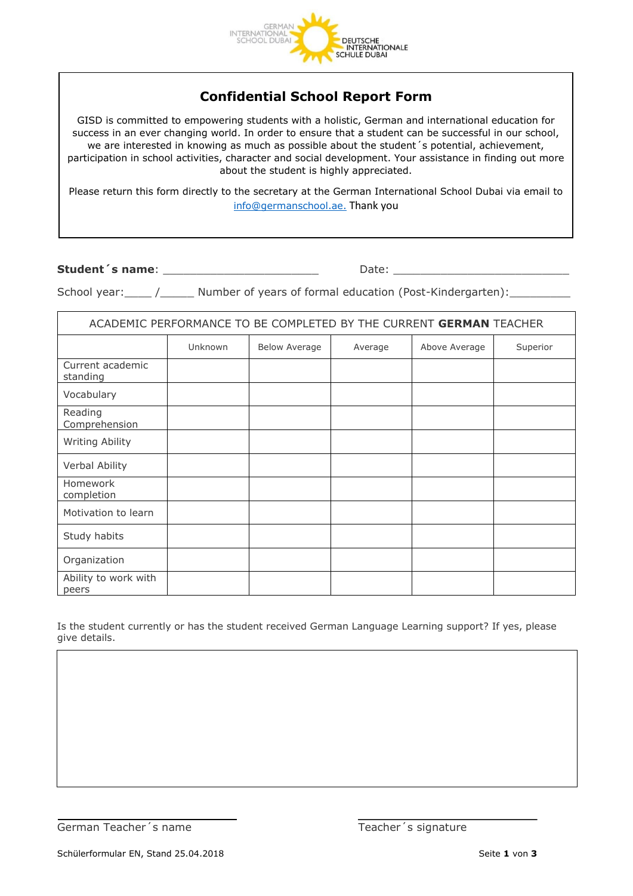GERMAN INTERNATIONAL SCHOOL DUBAI

DEUTSCHE INTERNATIONALE SCHULE DUBAI

# Confidential School Report Form

GISD is committed to empowering students with a holistic, German and international education for success in an ever changing world. In order to ensure that a student can be successful in our school, we are interested in knowing as much as possible about the student´s potential, achievement, participation in school activities, character and social development. Your assistance in finding out more about the student is highly appreciated.

Please return this form directly to the secretary at the German International School Dubai via email to info@germanschool.ae. Thank you

**Student´s name**: ______________________ Date: _________________________

School year:____ /_____ Number of years of formal education (Post-Kindergarten):_________

| ACADEMIC PERFORMANCE TO BE COMPLETED BY THE CURRENT **GERMAN** TEACHER | | | | | |
|---|---|---|---|---|---|
| | Unknown | Below Average | Average | Above Average | Superior |
| Current academic standing | | | | | |
| Vocabulary | | | | | |
| Reading Comprehension | | | | | |
| Writing Ability | | | | | |
| Verbal Ability | | | | | |
| Homework completion | | | | | |
| Motivation to learn | | | | | |
| Study habits | | | | | |
| Organization | | | | | |
| Ability to work with peers | | | | | |

Is the student currently or has the student received German Language Learning support? If yes, please give details.

| |
|---|
| |

_________________________ _________________________

German Teacher´s name Teacher´s signature

Schülerformular EN, Stand 25.04.2018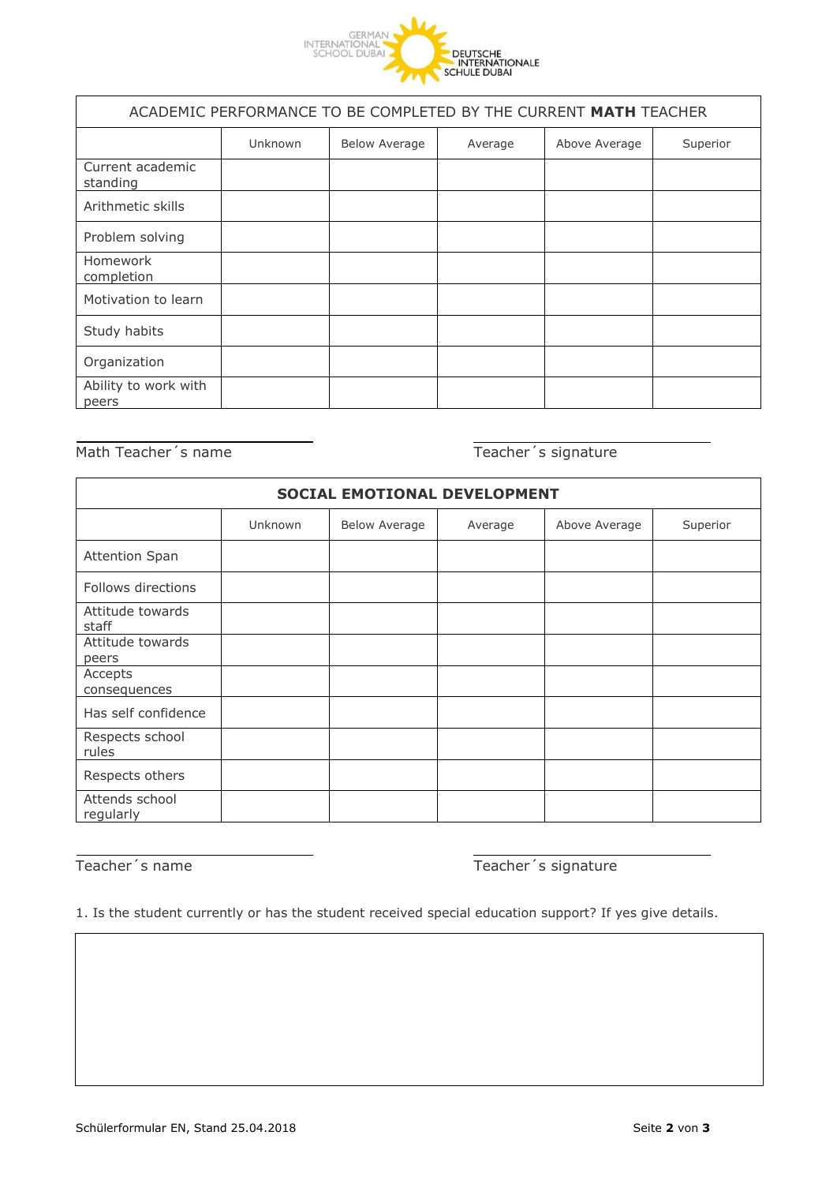| ACADEMIC PERFORMANCE TO BE COMPLETED BY THE CURRENT **MATH** TEACHER | | | | | |
|---|---|---|---|---|---|
| | Unknown | Below Average | Average | Above Average | Superior |
| Current academic standing | | | | | |
| Arithmetic skills | | | | | |
| Problem solving | | | | | |
| Homework completion | | | | | |
| Motivation to learn | | | | | |
| Study habits | | | | | |
| Organization | | | | | |
| Ability to work with peers | | | | | |

Math Teacher´s name ____________________  Teacher´s signature ____________________

| **SOCIAL EMOTIONAL DEVELOPMENT** | | | | | |
|---|---|---|---|---|---|
| | Unknown | Below Average | Average | Above Average | Superior |
| Attention Span | | | | | |
| Follows directions | | | | | |
| Attitude towards staff | | | | | |
| Attitude towards peers | | | | | |
| Accepts consequences | | | | | |
| Has self confidence | | | | | |
| Respects school rules | | | | | |
| Respects others | | | | | |
| Attends school regularly | | | | | |

Teacher´s name ____________________  Teacher´s signature ____________________

1. Is the student currently or has the student received special education support? If yes give details.

| |
|---|
| |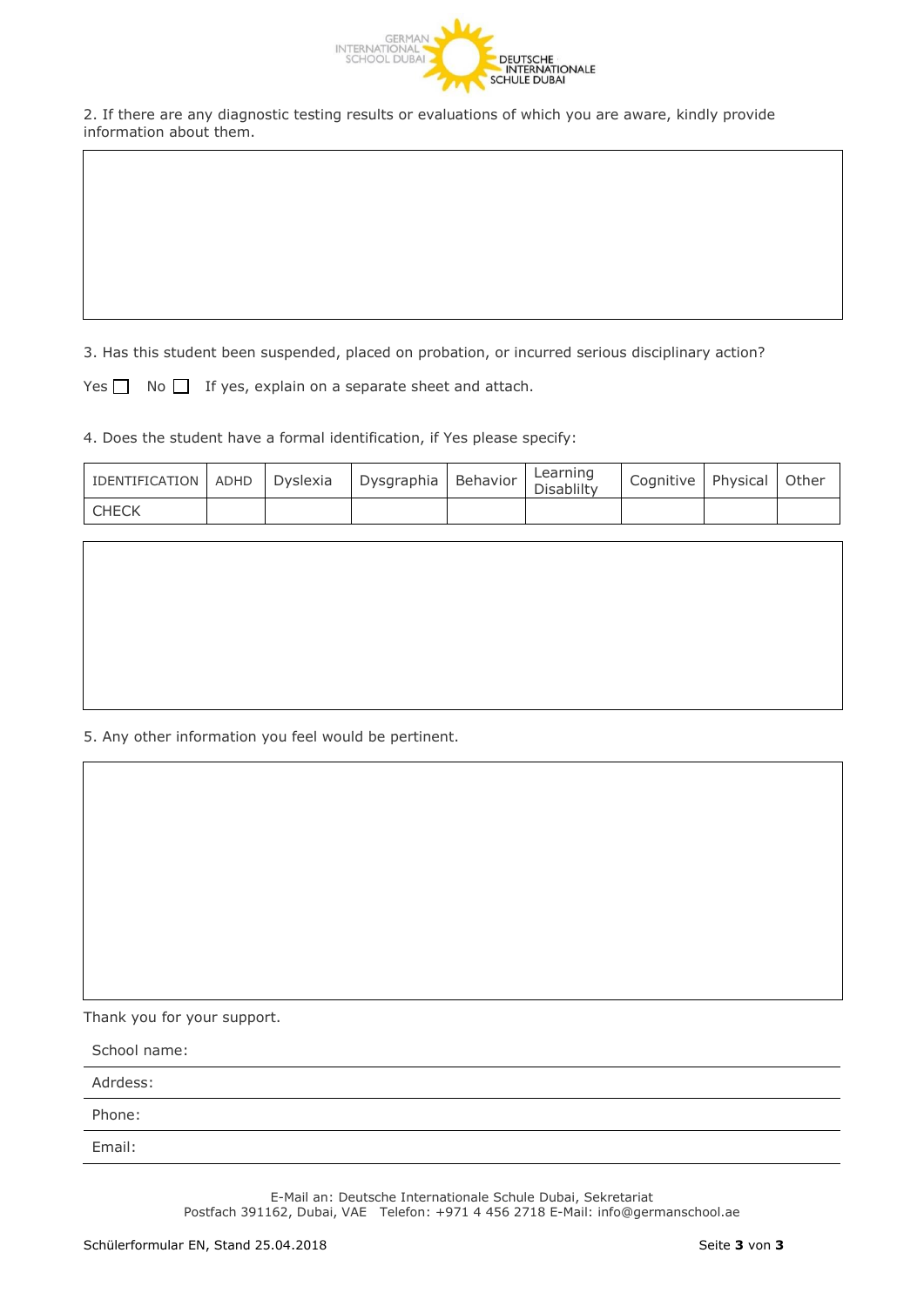2. If there are any diagnostic testing results or evaluations of which you are aware, kindly provide information about them.

3. Has this student been suspended, placed on probation, or incurred serious disciplinary action?

Yes ☐ No ☐ If yes, explain on a separate sheet and attach.

4. Does the student have a formal identification, if Yes please specify:

| IDENTIFICATION | ADHD | Dyslexia | Dysgraphia | Behavior | Learning Disablilty | Cognitive | Physical | Other |
|---|---|---|---|---|---|---|---|---|
| CHECK | | | | | | | | |

5. Any other information you feel would be pertinent.

Thank you for your support.

School name:

Adrdess:

Phone:

Email:

E-Mail an: Deutsche Internationale Schule Dubai, Sekretariat
Postfach 391162, Dubai, VAE Telefon: +971 4 456 2718 E-Mail: info@germanschool.ae